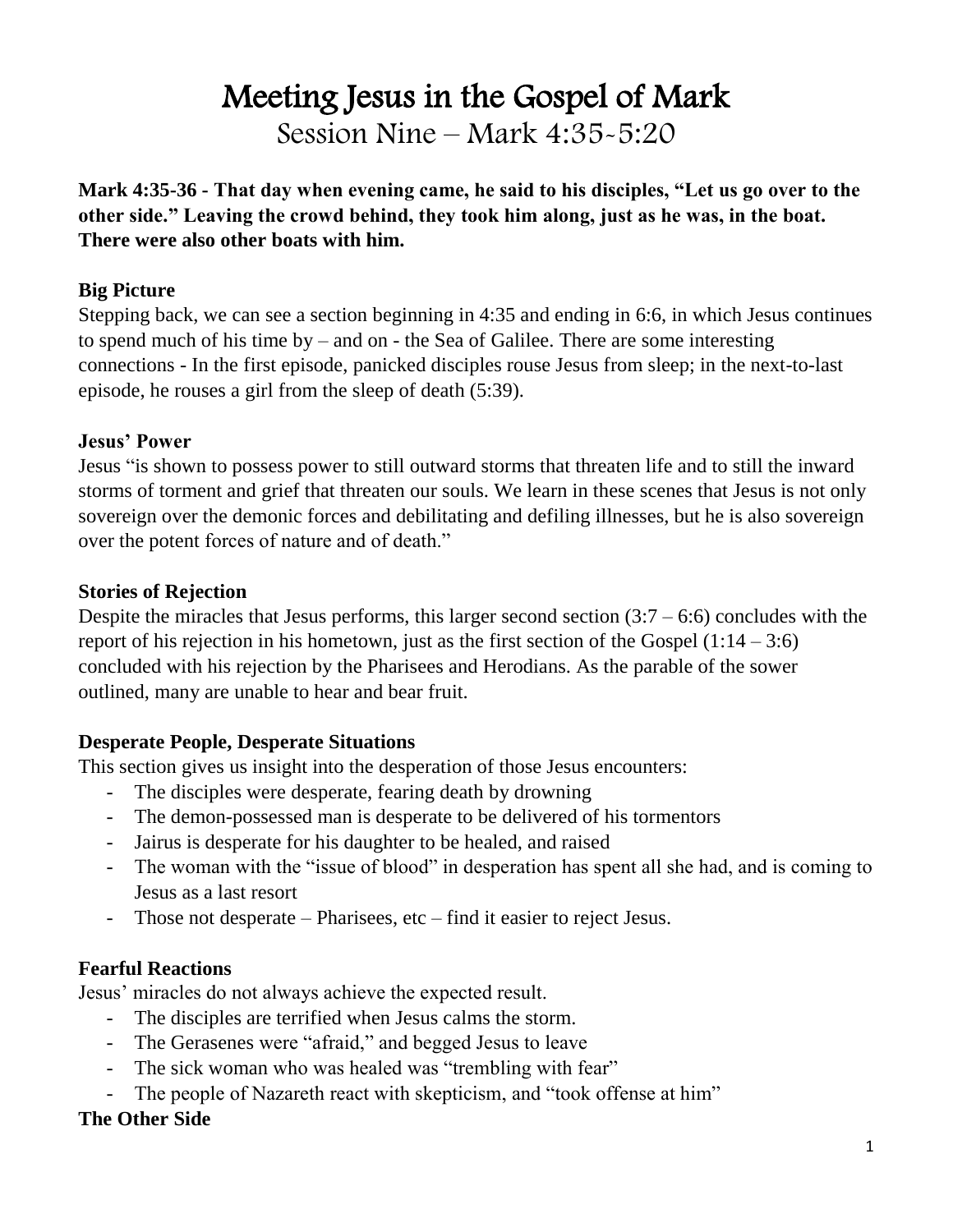# Meeting Jesus in the Gospel of Mark

## Session Nine – Mark 4:35-5:20

**Mark 4:35-36 - That day when evening came, he said to his disciples, "Let us go over to the other side." Leaving the crowd behind, they took him along, just as he was, in the boat. There were also other boats with him.**

### Big Picture

Stepping back, we can see a section beginning in 4:35 and ending in 6:6, in which Jesus continues to spend much of his time by – and on - the Sea of Galilee. There are some interesting connections - In the first episode, panicked disciples rouse Jesus from sleep; in the next-to-last episode, he rouses a girl from the sleep of death (5:39).

### Jesus' Power

Jesus "is shown to possess power to still outward storms that threaten life and to still the inward storms of torment and grief that threaten our souls. We learn in these scenes that Jesus is not only sovereign over the demonic forces and debilitating and defiling illnesses, but he is also sovereign over the potent forces of nature and of death."

### Stories of Rejection

Despite the miracles that Jesus performs, this larger second section (3:7 – 6:6) concludes with the report of his rejection in his hometown, just as the first section of the Gospel (1:14 – 3:6) concluded with his rejection by the Pharisees and Herodians. As the parable of the sower outlined, many are unable to hear and bear fruit.

### Desperate People, Desperate Situations

This section gives us insight into the desperation of those Jesus encounters:

- The disciples were desperate, fearing death by drowning
- The demon-possessed man is desperate to be delivered of his tormentors
- Jairus is desperate for his daughter to be healed, and raised
- The woman with the "issue of blood" in desperation has spent all she had, and is coming to Jesus as a last resort
- Those not desperate – Pharisees, etc – find it easier to reject Jesus.

### Fearful Reactions

Jesus' miracles do not always achieve the expected result.

- The disciples are terrified when Jesus calms the storm.
- The Gerasenes were "afraid," and begged Jesus to leave
- The sick woman who was healed was "trembling with fear"
- The people of Nazareth react with skepticism, and "took offense at him"

### The Other Side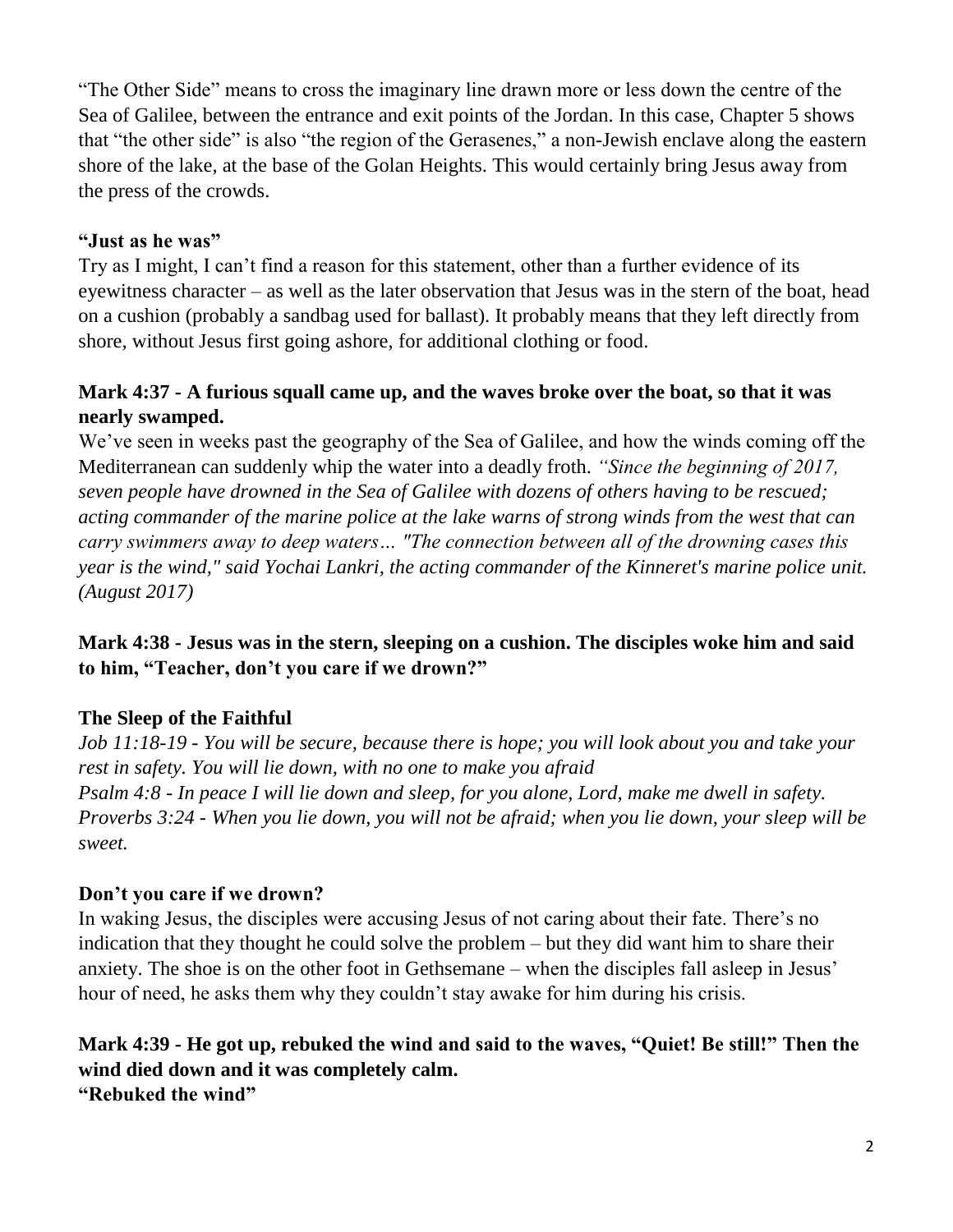"The Other Side" means to cross the imaginary line drawn more or less down the centre of the Sea of Galilee, between the entrance and exit points of the Jordan. In this case, Chapter 5 shows that "the other side" is also "the region of the Gerasenes," a non-Jewish enclave along the eastern shore of the lake, at the base of the Golan Heights. This would certainly bring Jesus away from the press of the crowds.

**"Just as he was"**

Try as I might, I can't find a reason for this statement, other than a further evidence of its eyewitness character – as well as the later observation that Jesus was in the stern of the boat, head on a cushion (probably a sandbag used for ballast). It probably means that they left directly from shore, without Jesus first going ashore, for additional clothing or food.

**Mark 4:37 - A furious squall came up, and the waves broke over the boat, so that it was nearly swamped.**

We've seen in weeks past the geography of the Sea of Galilee, and how the winds coming off the Mediterranean can suddenly whip the water into a deadly froth. *"Since the beginning of 2017, seven people have drowned in the Sea of Galilee with dozens of others having to be rescued; acting commander of the marine police at the lake warns of strong winds from the west that can carry swimmers away to deep waters… "The connection between all of the drowning cases this year is the wind," said Yochai Lankri, the acting commander of the Kinneret's marine police unit. (August 2017)*

**Mark 4:38 - Jesus was in the stern, sleeping on a cushion. The disciples woke him and said to him, "Teacher, don't you care if we drown?"**

**The Sleep of the Faithful**

*Job 11:18-19 - You will be secure, because there is hope; you will look about you and take your rest in safety. You will lie down, with no one to make you afraid*
*Psalm 4:8 - In peace I will lie down and sleep, for you alone, Lord, make me dwell in safety.*
*Proverbs 3:24 - When you lie down, you will not be afraid; when you lie down, your sleep will be sweet.*

**Don't you care if we drown?**

In waking Jesus, the disciples were accusing Jesus of not caring about their fate. There's no indication that they thought he could solve the problem – but they did want him to share their anxiety. The shoe is on the other foot in Gethsemane – when the disciples fall asleep in Jesus' hour of need, he asks them why they couldn't stay awake for him during his crisis.

**Mark 4:39 - He got up, rebuked the wind and said to the waves, "Quiet! Be still!" Then the wind died down and it was completely calm.**

**"Rebuked the wind"**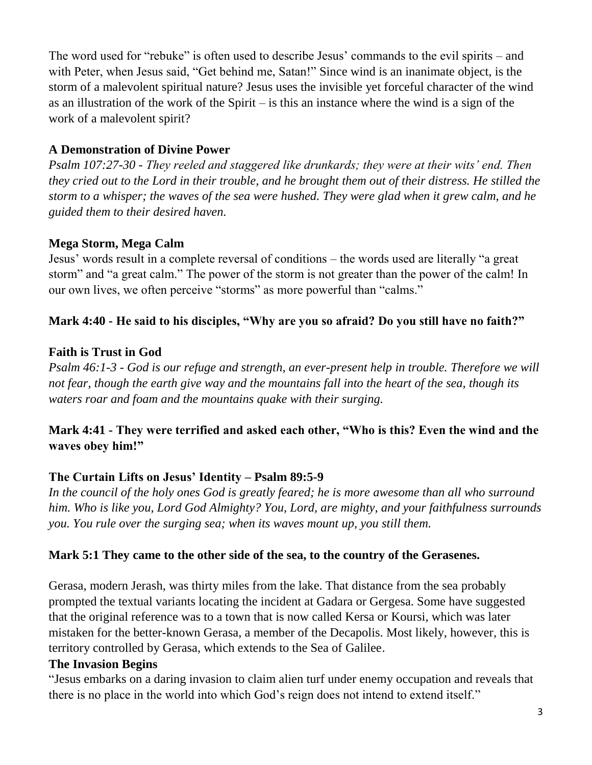The word used for "rebuke" is often used to describe Jesus' commands to the evil spirits – and with Peter, when Jesus said, "Get behind me, Satan!" Since wind is an inanimate object, is the storm of a malevolent spiritual nature? Jesus uses the invisible yet forceful character of the wind as an illustration of the work of the Spirit – is this an instance where the wind is a sign of the work of a malevolent spirit?

**A Demonstration of Divine Power**

*Psalm 107:27-30 - They reeled and staggered like drunkards; they were at their wits' end. Then they cried out to the Lord in their trouble, and he brought them out of their distress. He stilled the storm to a whisper; the waves of the sea were hushed. They were glad when it grew calm, and he guided them to their desired haven.*

**Mega Storm, Mega Calm**

Jesus' words result in a complete reversal of conditions – the words used are literally "a great storm" and "a great calm." The power of the storm is not greater than the power of the calm! In our own lives, we often perceive "storms" as more powerful than "calms."

**Mark 4:40 - He said to his disciples, "Why are you so afraid? Do you still have no faith?"**

**Faith is Trust in God**

*Psalm 46:1-3 - God is our refuge and strength, an ever-present help in trouble. Therefore we will not fear, though the earth give way and the mountains fall into the heart of the sea, though its waters roar and foam and the mountains quake with their surging.*

**Mark 4:41 - They were terrified and asked each other, "Who is this? Even the wind and the waves obey him!"**

**The Curtain Lifts on Jesus' Identity – Psalm 89:5-9**

*In the council of the holy ones God is greatly feared; he is more awesome than all who surround him. Who is like you, Lord God Almighty? You, Lord, are mighty, and your faithfulness surrounds you. You rule over the surging sea; when its waves mount up, you still them.*

**Mark 5:1 They came to the other side of the sea, to the country of the Gerasenes.**

Gerasa, modern Jerash, was thirty miles from the lake. That distance from the sea probably prompted the textual variants locating the incident at Gadara or Gergesa. Some have suggested that the original reference was to a town that is now called Kersa or Koursi, which was later mistaken for the better-known Gerasa, a member of the Decapolis. Most likely, however, this is territory controlled by Gerasa, which extends to the Sea of Galilee.

**The Invasion Begins**

"Jesus embarks on a daring invasion to claim alien turf under enemy occupation and reveals that there is no place in the world into which God's reign does not intend to extend itself."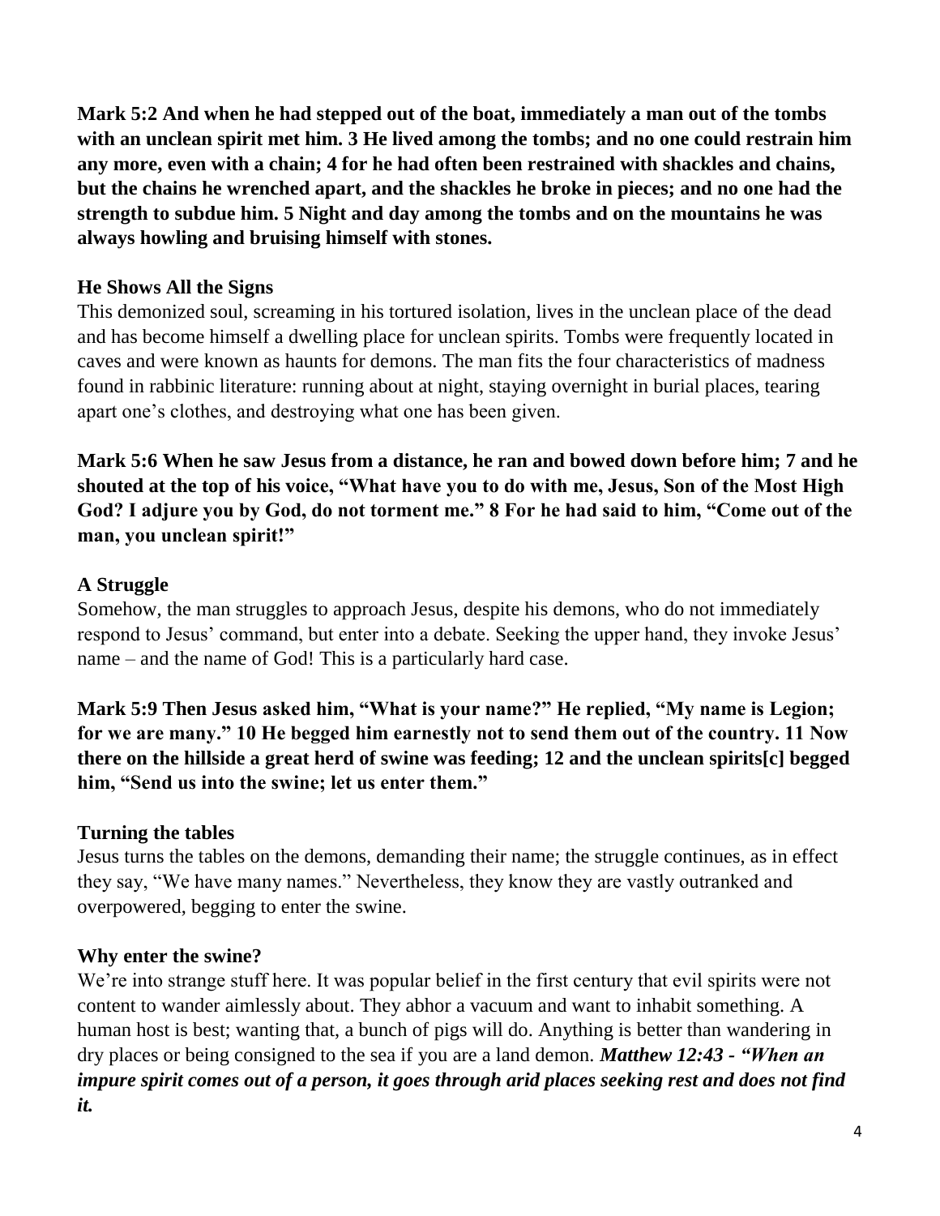**Mark 5:2 And when he had stepped out of the boat, immediately a man out of the tombs with an unclean spirit met him. 3 He lived among the tombs; and no one could restrain him any more, even with a chain; 4 for he had often been restrained with shackles and chains, but the chains he wrenched apart, and the shackles he broke in pieces; and no one had the strength to subdue him. 5 Night and day among the tombs and on the mountains he was always howling and bruising himself with stones.**

### He Shows All the Signs

This demonized soul, screaming in his tortured isolation, lives in the unclean place of the dead and has become himself a dwelling place for unclean spirits. Tombs were frequently located in caves and were known as haunts for demons. The man fits the four characteristics of madness found in rabbinic literature: running about at night, staying overnight in burial places, tearing apart one's clothes, and destroying what one has been given.

**Mark 5:6 When he saw Jesus from a distance, he ran and bowed down before him; 7 and he shouted at the top of his voice, "What have you to do with me, Jesus, Son of the Most High God? I adjure you by God, do not torment me." 8 For he had said to him, "Come out of the man, you unclean spirit!"**

### A Struggle

Somehow, the man struggles to approach Jesus, despite his demons, who do not immediately respond to Jesus' command, but enter into a debate. Seeking the upper hand, they invoke Jesus' name – and the name of God! This is a particularly hard case.

**Mark 5:9 Then Jesus asked him, "What is your name?" He replied, "My name is Legion; for we are many." 10 He begged him earnestly not to send them out of the country. 11 Now there on the hillside a great herd of swine was feeding; 12 and the unclean spirits[c] begged him, "Send us into the swine; let us enter them."**

### Turning the tables

Jesus turns the tables on the demons, demanding their name; the struggle continues, as in effect they say, "We have many names." Nevertheless, they know they are vastly outranked and overpowered, begging to enter the swine.

### Why enter the swine?

We're into strange stuff here. It was popular belief in the first century that evil spirits were not content to wander aimlessly about. They abhor a vacuum and want to inhabit something. A human host is best; wanting that, a bunch of pigs will do. Anything is better than wandering in dry places or being consigned to the sea if you are a land demon. ***Matthew 12:43 - "When an impure spirit comes out of a person, it goes through arid places seeking rest and does not find it.***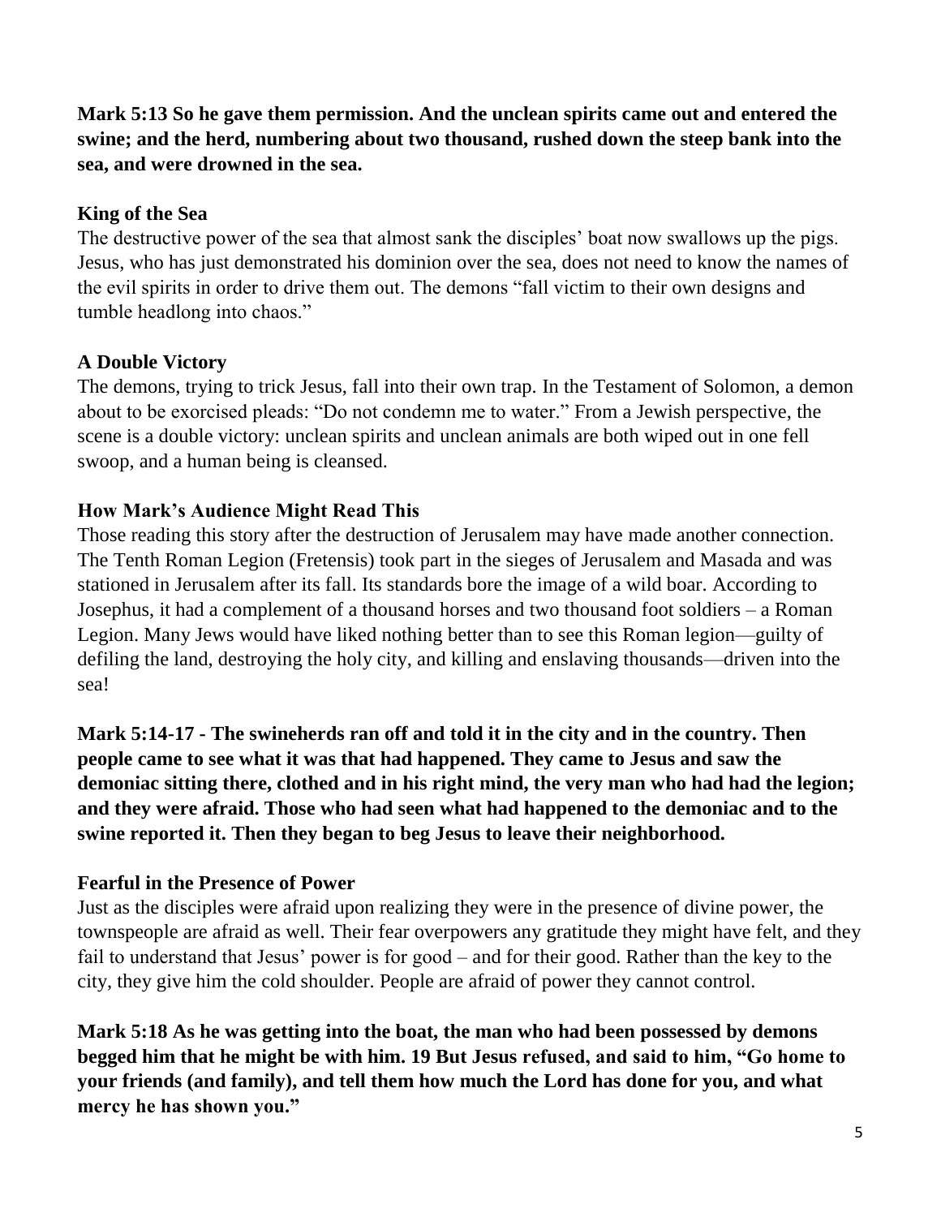**Mark 5:13 So he gave them permission. And the unclean spirits came out and entered the swine; and the herd, numbering about two thousand, rushed down the steep bank into the sea, and were drowned in the sea.**

### King of the Sea

The destructive power of the sea that almost sank the disciples' boat now swallows up the pigs. Jesus, who has just demonstrated his dominion over the sea, does not need to know the names of the evil spirits in order to drive them out. The demons "fall victim to their own designs and tumble headlong into chaos."

### A Double Victory

The demons, trying to trick Jesus, fall into their own trap. In the Testament of Solomon, a demon about to be exorcised pleads: "Do not condemn me to water." From a Jewish perspective, the scene is a double victory: unclean spirits and unclean animals are both wiped out in one fell swoop, and a human being is cleansed.

### How Mark's Audience Might Read This

Those reading this story after the destruction of Jerusalem may have made another connection. The Tenth Roman Legion (Fretensis) took part in the sieges of Jerusalem and Masada and was stationed in Jerusalem after its fall. Its standards bore the image of a wild boar. According to Josephus, it had a complement of a thousand horses and two thousand foot soldiers – a Roman Legion. Many Jews would have liked nothing better than to see this Roman legion—guilty of defiling the land, destroying the holy city, and killing and enslaving thousands—driven into the sea!

**Mark 5:14-17 - The swineherds ran off and told it in the city and in the country. Then people came to see what it was that had happened. They came to Jesus and saw the demoniac sitting there, clothed and in his right mind, the very man who had had the legion; and they were afraid. Those who had seen what had happened to the demoniac and to the swine reported it. Then they began to beg Jesus to leave their neighborhood.**

### Fearful in the Presence of Power

Just as the disciples were afraid upon realizing they were in the presence of divine power, the townspeople are afraid as well. Their fear overpowers any gratitude they might have felt, and they fail to understand that Jesus' power is for good – and for their good. Rather than the key to the city, they give him the cold shoulder. People are afraid of power they cannot control.

**Mark 5:18 As he was getting into the boat, the man who had been possessed by demons begged him that he might be with him. 19 But Jesus refused, and said to him, "Go home to your friends (and family), and tell them how much the Lord has done for you, and what mercy he has shown you."**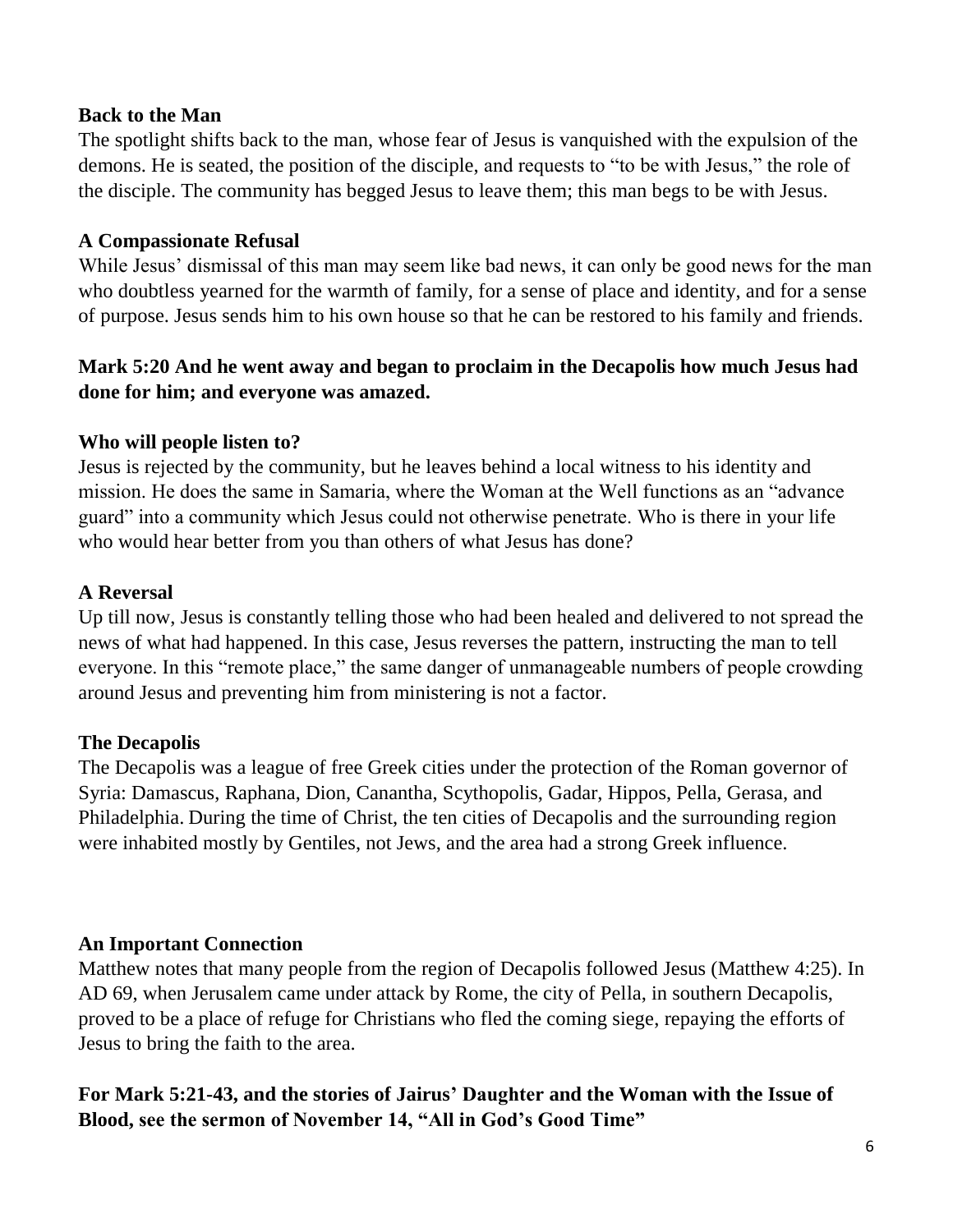**Back to the Man**

The spotlight shifts back to the man, whose fear of Jesus is vanquished with the expulsion of the demons. He is seated, the position of the disciple, and requests to "to be with Jesus," the role of the disciple. The community has begged Jesus to leave them; this man begs to be with Jesus.

**A Compassionate Refusal**

While Jesus' dismissal of this man may seem like bad news, it can only be good news for the man who doubtless yearned for the warmth of family, for a sense of place and identity, and for a sense of purpose. Jesus sends him to his own house so that he can be restored to his family and friends.

**Mark 5:20 And he went away and began to proclaim in the Decapolis how much Jesus had done for him; and everyone was amazed.**

**Who will people listen to?**

Jesus is rejected by the community, but he leaves behind a local witness to his identity and mission. He does the same in Samaria, where the Woman at the Well functions as an "advance guard" into a community which Jesus could not otherwise penetrate. Who is there in your life who would hear better from you than others of what Jesus has done?

**A Reversal**

Up till now, Jesus is constantly telling those who had been healed and delivered to not spread the news of what had happened. In this case, Jesus reverses the pattern, instructing the man to tell everyone. In this "remote place," the same danger of unmanageable numbers of people crowding around Jesus and preventing him from ministering is not a factor.

**The Decapolis**

The Decapolis was a league of free Greek cities under the protection of the Roman governor of Syria: Damascus, Raphana, Dion, Canantha, Scythopolis, Gadar, Hippos, Pella, Gerasa, and Philadelphia. During the time of Christ, the ten cities of Decapolis and the surrounding region were inhabited mostly by Gentiles, not Jews, and the area had a strong Greek influence.

**An Important Connection**

Matthew notes that many people from the region of Decapolis followed Jesus (Matthew 4:25). In AD 69, when Jerusalem came under attack by Rome, the city of Pella, in southern Decapolis, proved to be a place of refuge for Christians who fled the coming siege, repaying the efforts of Jesus to bring the faith to the area.

**For Mark 5:21-43, and the stories of Jairus' Daughter and the Woman with the Issue of Blood, see the sermon of November 14, "All in God's Good Time"**